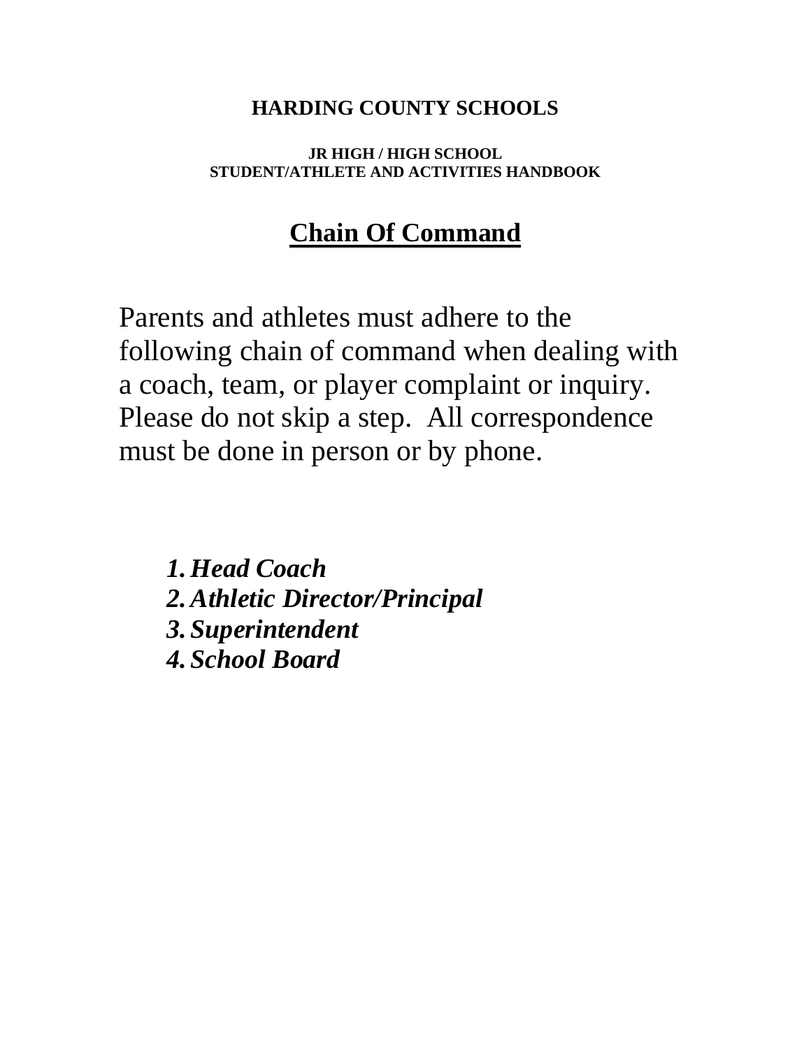**HARDING COUNTY SCHOOLS**

**JR HIGH / HIGH SCHOOL**
**STUDENT/ATHLETE AND ACTIVITIES HANDBOOK**

# Chain Of Command

Parents and athletes must adhere to the following chain of command when dealing with a coach, team, or player complaint or inquiry. Please do not skip a step. All correspondence must be done in person or by phone.

1. ***Head Coach***
2. ***Athletic Director/Principal***
3. ***Superintendent***
4. ***School Board***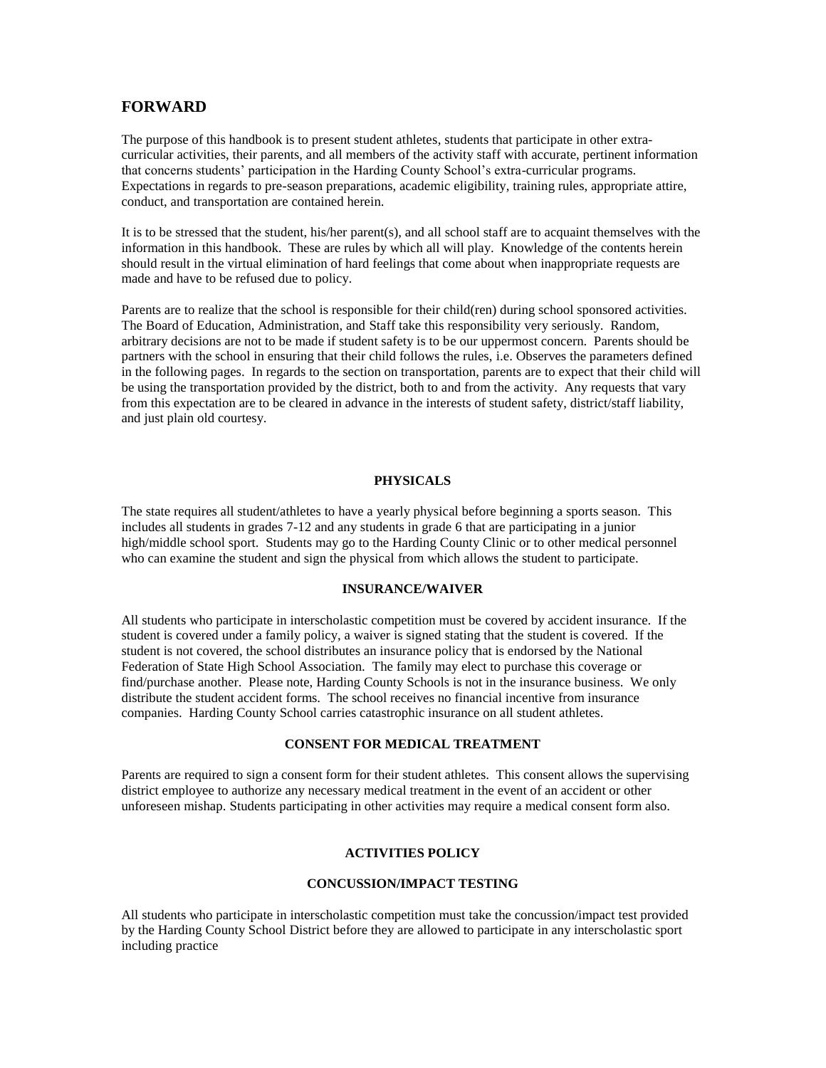## FORWARD

The purpose of this handbook is to present student athletes, students that participate in other extra-curricular activities, their parents, and all members of the activity staff with accurate, pertinent information that concerns students' participation in the Harding County School's extra-curricular programs. Expectations in regards to pre-season preparations, academic eligibility, training rules, appropriate attire, conduct, and transportation are contained herein.

It is to be stressed that the student, his/her parent(s), and all school staff are to acquaint themselves with the information in this handbook. These are rules by which all will play. Knowledge of the contents herein should result in the virtual elimination of hard feelings that come about when inappropriate requests are made and have to be refused due to policy.

Parents are to realize that the school is responsible for their child(ren) during school sponsored activities. The Board of Education, Administration, and Staff take this responsibility very seriously. Random, arbitrary decisions are not to be made if student safety is to be our uppermost concern. Parents should be partners with the school in ensuring that their child follows the rules, i.e. Observes the parameters defined in the following pages. In regards to the section on transportation, parents are to expect that their child will be using the transportation provided by the district, both to and from the activity. Any requests that vary from this expectation are to be cleared in advance in the interests of student safety, district/staff liability, and just plain old courtesy.

### PHYSICALS

The state requires all student/athletes to have a yearly physical before beginning a sports season. This includes all students in grades 7-12 and any students in grade 6 that are participating in a junior high/middle school sport. Students may go to the Harding County Clinic or to other medical personnel who can examine the student and sign the physical from which allows the student to participate.

### INSURANCE/WAIVER

All students who participate in interscholastic competition must be covered by accident insurance. If the student is covered under a family policy, a waiver is signed stating that the student is covered. If the student is not covered, the school distributes an insurance policy that is endorsed by the National Federation of State High School Association. The family may elect to purchase this coverage or find/purchase another. Please note, Harding County Schools is not in the insurance business. We only distribute the student accident forms. The school receives no financial incentive from insurance companies. Harding County School carries catastrophic insurance on all student athletes.

### CONSENT FOR MEDICAL TREATMENT

Parents are required to sign a consent form for their student athletes. This consent allows the supervising district employee to authorize any necessary medical treatment in the event of an accident or other unforeseen mishap. Students participating in other activities may require a medical consent form also.

### ACTIVITIES POLICY

### CONCUSSION/IMPACT TESTING

All students who participate in interscholastic competition must take the concussion/impact test provided by the Harding County School District before they are allowed to participate in any interscholastic sport including practice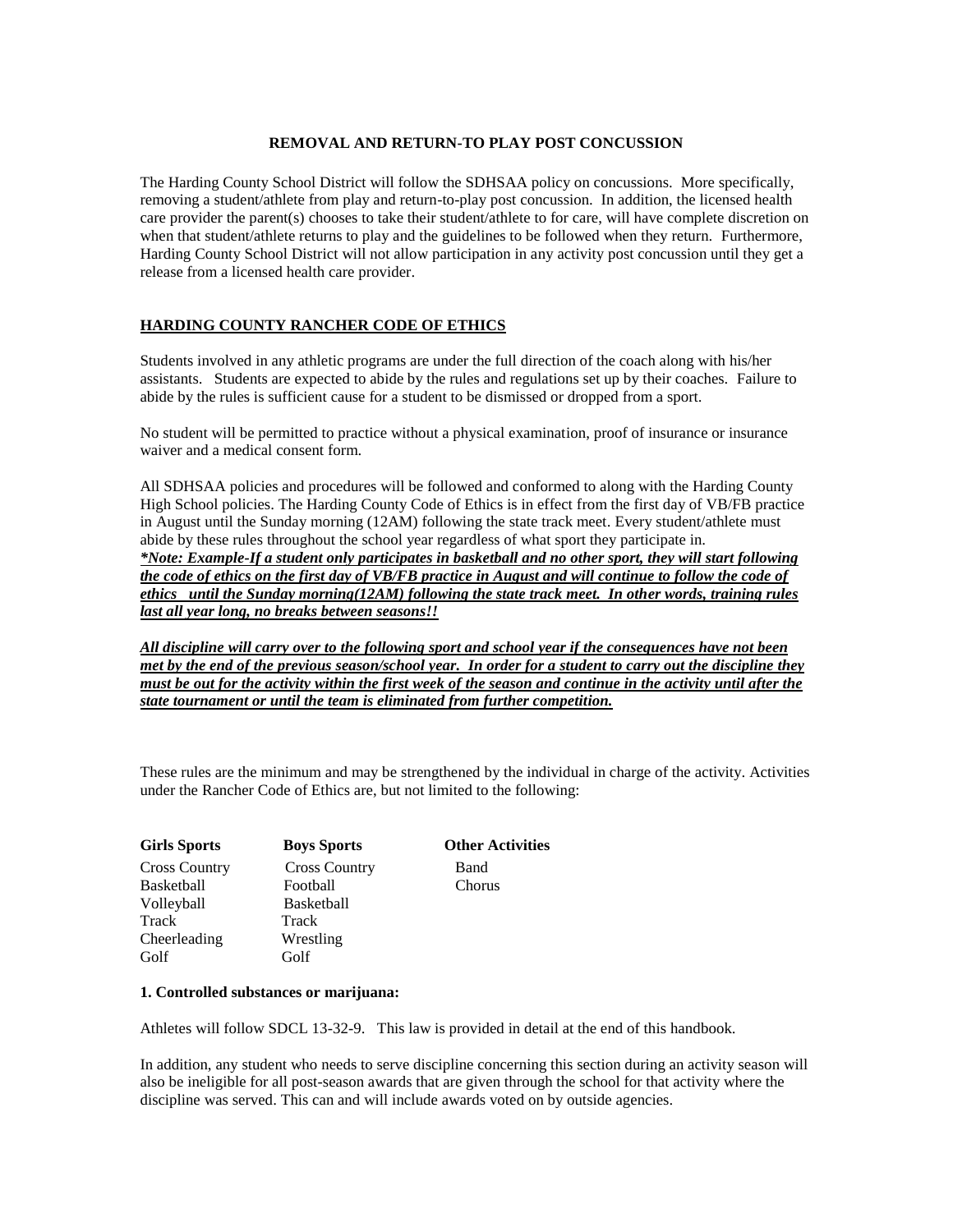**REMOVAL AND RETURN-TO PLAY POST CONCUSSION**

The Harding County School District will follow the SDHSAA policy on concussions. More specifically, removing a student/athlete from play and return-to-play post concussion. In addition, the licensed health care provider the parent(s) chooses to take their student/athlete to for care, will have complete discretion on when that student/athlete returns to play and the guidelines to be followed when they return. Furthermore, Harding County School District will not allow participation in any activity post concussion until they get a release from a licensed health care provider.

**HARDING COUNTY RANCHER CODE OF ETHICS**

Students involved in any athletic programs are under the full direction of the coach along with his/her assistants. Students are expected to abide by the rules and regulations set up by their coaches. Failure to abide by the rules is sufficient cause for a student to be dismissed or dropped from a sport.

No student will be permitted to practice without a physical examination, proof of insurance or insurance waiver and a medical consent form.

All SDHSAA policies and procedures will be followed and conformed to along with the Harding County High School policies. The Harding County Code of Ethics is in effect from the first day of VB/FB practice in August until the Sunday morning (12AM) following the state track meet. Every student/athlete must abide by these rules throughout the school year regardless of what sport they participate in.
***Note: Example-If a student only participates in basketball and no other sport, they will start following the code of ethics on the first day of VB/FB practice in August and will continue to follow the code of ethics until the Sunday morning(12AM) following the state track meet. In other words, training rules last all year long, no breaks between seasons!!***

***All discipline will carry over to the following sport and school year if the consequences have not been met by the end of the previous season/school year. In order for a student to carry out the discipline they must be out for the activity within the first week of the season and continue in the activity until after the state tournament or until the team is eliminated from further competition.***

These rules are the minimum and may be strengthened by the individual in charge of the activity. Activities under the Rancher Code of Ethics are, but not limited to the following:

| Girls Sports | Boys Sports | Other Activities |
|---|---|---|
| Cross Country | Cross Country | Band |
| Basketball | Football | Chorus |
| Volleyball | Basketball | |
| Track | Track | |
| Cheerleading | Wrestling | |
| Golf | Golf | |

**1. Controlled substances or marijuana:**

Athletes will follow SDCL 13-32-9. This law is provided in detail at the end of this handbook.

In addition, any student who needs to serve discipline concerning this section during an activity season will also be ineligible for all post-season awards that are given through the school for that activity where the discipline was served. This can and will include awards voted on by outside agencies.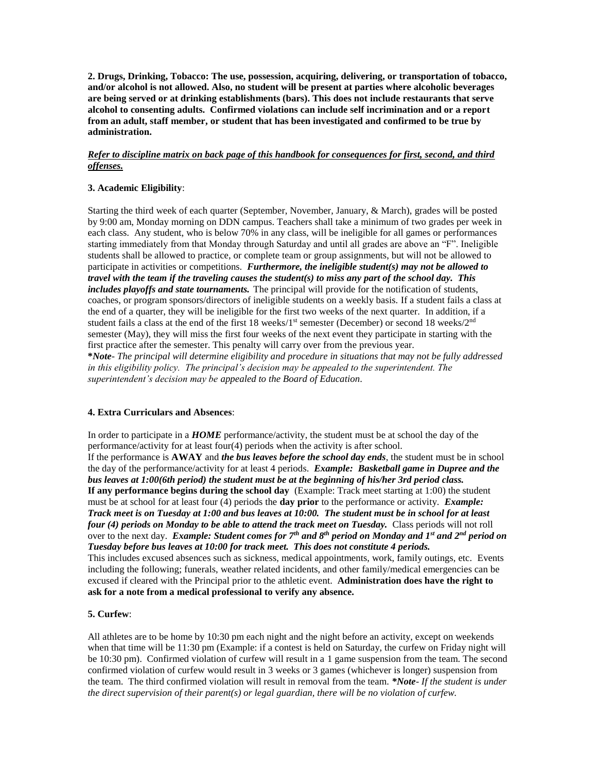**2. Drugs, Drinking, Tobacco: The use, possession, acquiring, delivering, or transportation of tobacco, and/or alcohol is not allowed. Also, no student will be present at parties where alcoholic beverages are being served or at drinking establishments (bars). This does not include restaurants that serve alcohol to consenting adults. Confirmed violations can include self incrimination and or a report from an adult, staff member, or student that has been investigated and confirmed to be true by administration.**

***Refer to discipline matrix on back page of this handbook for consequences for first, second, and third offenses.***

**3. Academic Eligibility**:

Starting the third week of each quarter (September, November, January, & March), grades will be posted by 9:00 am, Monday morning on DDN campus. Teachers shall take a minimum of two grades per week in each class. Any student, who is below 70% in any class, will be ineligible for all games or performances starting immediately from that Monday through Saturday and until all grades are above an "F". Ineligible students shall be allowed to practice, or complete team or group assignments, but will not be allowed to participate in activities or competitions. ***Furthermore, the ineligible student(s) may not be allowed to travel with the team if the traveling causes the student(s) to miss any part of the school day. This includes playoffs and state tournaments.*** The principal will provide for the notification of students, coaches, or program sponsors/directors of ineligible students on a weekly basis. If a student fails a class at the end of a quarter, they will be ineligible for the first two weeks of the next quarter. In addition, if a student fails a class at the end of the first 18 weeks/1st semester (December) or second 18 weeks/2nd semester (May), they will miss the first four weeks of the next event they participate in starting with the first practice after the semester. This penalty will carry over from the previous year.
***Note**- The principal will determine eligibility and procedure in situations that may not be fully addressed in this eligibility policy. The principal's decision may be appealed to the superintendent. The superintendent's decision may be appealed to the Board of Education.*

**4. Extra Curriculars and Absences**:

In order to participate in a ***HOME*** performance/activity, the student must be at school the day of the performance/activity for at least four(4) periods when the activity is after school.
If the performance is **AWAY** and ***the bus leaves before the school day ends***, the student must be in school the day of the performance/activity for at least 4 periods. ***Example: Basketball game in Dupree and the bus leaves at 1:00(6th period) the student must be at the beginning of his/her 3rd period class.***
**If any performance begins during the school day** (Example: Track meet starting at 1:00) the student must be at school for at least four (4) periods the **day prior** to the performance or activity. ***Example: Track meet is on Tuesday at 1:00 and bus leaves at 10:00. The student must be in school for at least four (4) periods on Monday to be able to attend the track meet on Tuesday.*** Class periods will not roll over to the next day. ***Example: Student comes for 7th and 8th period on Monday and 1st and 2nd period on Tuesday before bus leaves at 10:00 for track meet. This does not constitute 4 periods.***
This includes excused absences such as sickness, medical appointments, work, family outings, etc. Events including the following; funerals, weather related incidents, and other family/medical emergencies can be excused if cleared with the Principal prior to the athletic event. **Administration does have the right to ask for a note from a medical professional to verify any absence.**

**5. Curfew**:

All athletes are to be home by 10:30 pm each night and the night before an activity, except on weekends when that time will be 11:30 pm (Example: if a contest is held on Saturday, the curfew on Friday night will be 10:30 pm). Confirmed violation of curfew will result in a 1 game suspension from the team. The second confirmed violation of curfew would result in 3 weeks or 3 games (whichever is longer) suspension from the team. The third confirmed violation will result in removal from the team. ***Note**- If the student is under the direct supervision of their parent(s) or legal guardian, there will be no violation of curfew.*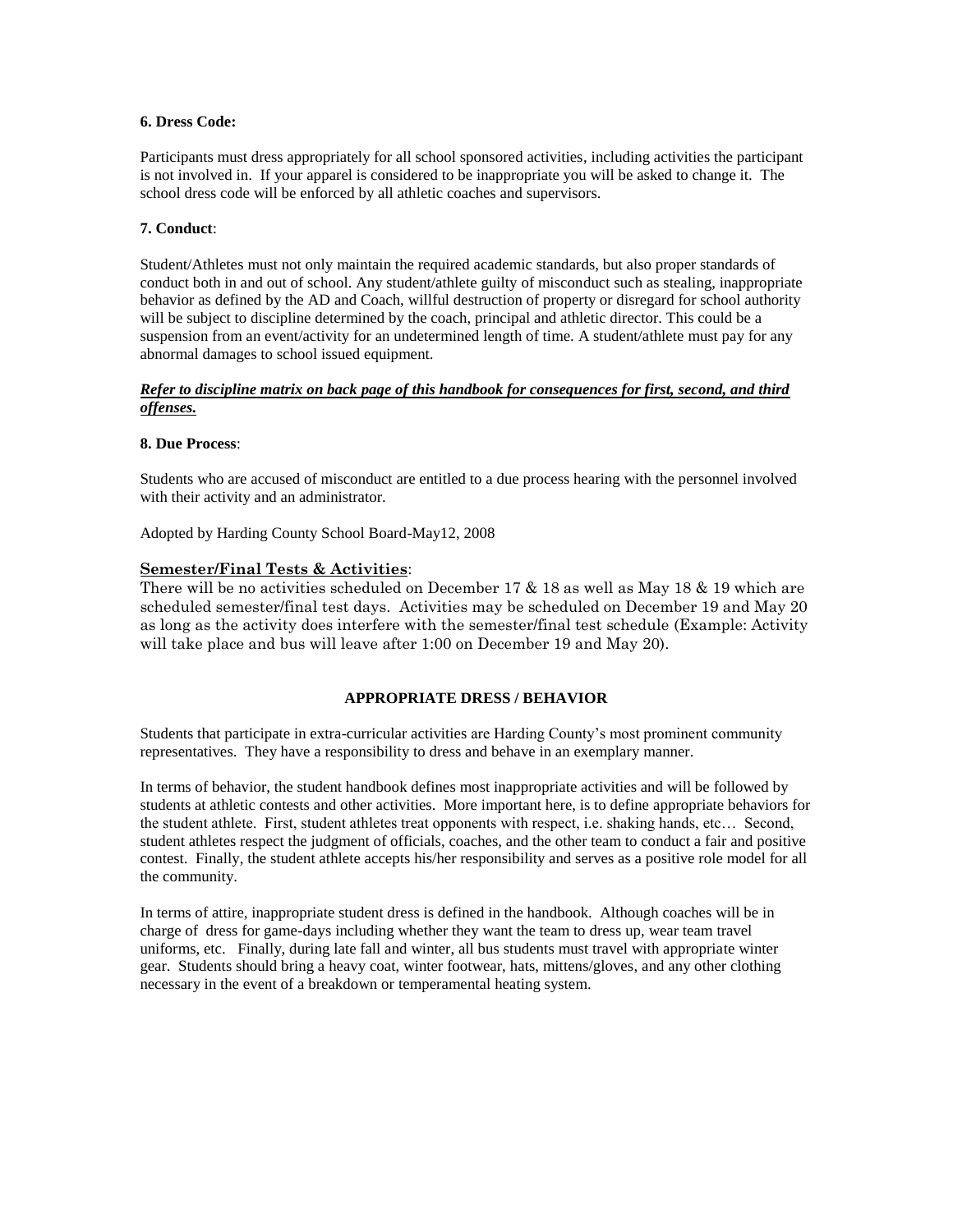**6. Dress Code:**

Participants must dress appropriately for all school sponsored activities, including activities the participant is not involved in. If your apparel is considered to be inappropriate you will be asked to change it. The school dress code will be enforced by all athletic coaches and supervisors.

**7. Conduct**:

Student/Athletes must not only maintain the required academic standards, but also proper standards of conduct both in and out of school. Any student/athlete guilty of misconduct such as stealing, inappropriate behavior as defined by the AD and Coach, willful destruction of property or disregard for school authority will be subject to discipline determined by the coach, principal and athletic director. This could be a suspension from an event/activity for an undetermined length of time. A student/athlete must pay for any abnormal damages to school issued equipment.

***Refer to discipline matrix on back page of this handbook for consequences for first, second, and third offenses.***

**8. Due Process**:

Students who are accused of misconduct are entitled to a due process hearing with the personnel involved with their activity and an administrator.

Adopted by Harding County School Board-May12, 2008

**Semester/Final Tests & Activities**:
There will be no activities scheduled on December 17 & 18 as well as May 18 & 19 which are scheduled semester/final test days. Activities may be scheduled on December 19 and May 20 as long as the activity does interfere with the semester/final test schedule (Example: Activity will take place and bus will leave after 1:00 on December 19 and May 20).

**APPROPRIATE DRESS / BEHAVIOR**

Students that participate in extra-curricular activities are Harding County's most prominent community representatives. They have a responsibility to dress and behave in an exemplary manner.

In terms of behavior, the student handbook defines most inappropriate activities and will be followed by students at athletic contests and other activities. More important here, is to define appropriate behaviors for the student athlete. First, student athletes treat opponents with respect, i.e. shaking hands, etc… Second, student athletes respect the judgment of officials, coaches, and the other team to conduct a fair and positive contest. Finally, the student athlete accepts his/her responsibility and serves as a positive role model for all the community.

In terms of attire, inappropriate student dress is defined in the handbook. Although coaches will be in charge of dress for game-days including whether they want the team to dress up, wear team travel uniforms, etc. Finally, during late fall and winter, all bus students must travel with appropriate winter gear. Students should bring a heavy coat, winter footwear, hats, mittens/gloves, and any other clothing necessary in the event of a breakdown or temperamental heating system.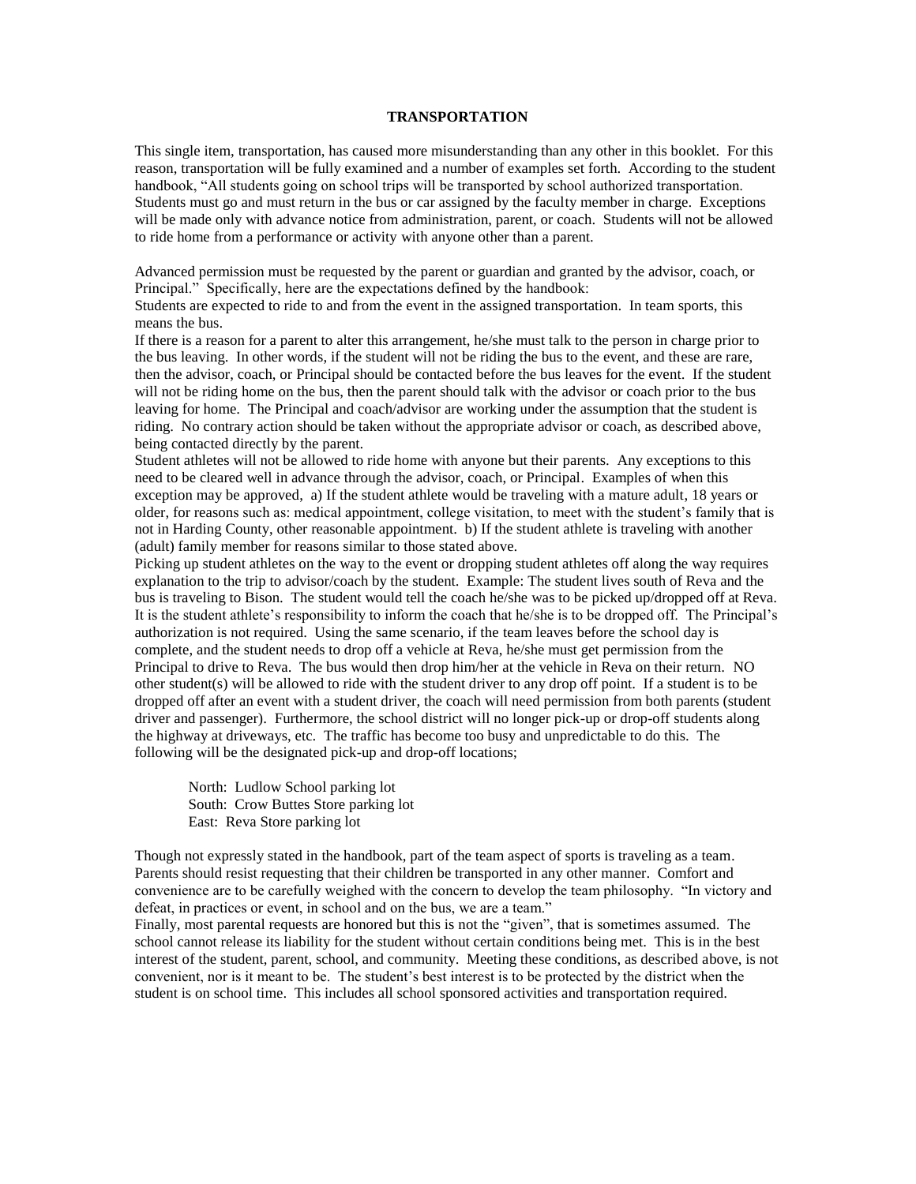## TRANSPORTATION

This single item, transportation, has caused more misunderstanding than any other in this booklet. For this reason, transportation will be fully examined and a number of examples set forth. According to the student handbook, "All students going on school trips will be transported by school authorized transportation. Students must go and must return in the bus or car assigned by the faculty member in charge. Exceptions will be made only with advance notice from administration, parent, or coach. Students will not be allowed to ride home from a performance or activity with anyone other than a parent.

Advanced permission must be requested by the parent or guardian and granted by the advisor, coach, or Principal." Specifically, here are the expectations defined by the handbook:

Students are expected to ride to and from the event in the assigned transportation. In team sports, this means the bus.

If there is a reason for a parent to alter this arrangement, he/she must talk to the person in charge prior to the bus leaving. In other words, if the student will not be riding the bus to the event, and these are rare, then the advisor, coach, or Principal should be contacted before the bus leaves for the event. If the student will not be riding home on the bus, then the parent should talk with the advisor or coach prior to the bus leaving for home. The Principal and coach/advisor are working under the assumption that the student is riding. No contrary action should be taken without the appropriate advisor or coach, as described above, being contacted directly by the parent.

Student athletes will not be allowed to ride home with anyone but their parents. Any exceptions to this need to be cleared well in advance through the advisor, coach, or Principal. Examples of when this exception may be approved, a) If the student athlete would be traveling with a mature adult, 18 years or older, for reasons such as: medical appointment, college visitation, to meet with the student's family that is not in Harding County, other reasonable appointment. b) If the student athlete is traveling with another (adult) family member for reasons similar to those stated above.

Picking up student athletes on the way to the event or dropping student athletes off along the way requires explanation to the trip to advisor/coach by the student. Example: The student lives south of Reva and the bus is traveling to Bison. The student would tell the coach he/she was to be picked up/dropped off at Reva. It is the student athlete's responsibility to inform the coach that he/she is to be dropped off. The Principal's authorization is not required. Using the same scenario, if the team leaves before the school day is complete, and the student needs to drop off a vehicle at Reva, he/she must get permission from the Principal to drive to Reva. The bus would then drop him/her at the vehicle in Reva on their return. NO other student(s) will be allowed to ride with the student driver to any drop off point. If a student is to be dropped off after an event with a student driver, the coach will need permission from both parents (student driver and passenger). Furthermore, the school district will no longer pick-up or drop-off students along the highway at driveways, etc. The traffic has become too busy and unpredictable to do this. The following will be the designated pick-up and drop-off locations;

North: Ludlow School parking lot
South: Crow Buttes Store parking lot
East: Reva Store parking lot

Though not expressly stated in the handbook, part of the team aspect of sports is traveling as a team. Parents should resist requesting that their children be transported in any other manner. Comfort and convenience are to be carefully weighed with the concern to develop the team philosophy. "In victory and defeat, in practices or event, in school and on the bus, we are a team."

Finally, most parental requests are honored but this is not the "given", that is sometimes assumed. The school cannot release its liability for the student without certain conditions being met. This is in the best interest of the student, parent, school, and community. Meeting these conditions, as described above, is not convenient, nor is it meant to be. The student's best interest is to be protected by the district when the student is on school time. This includes all school sponsored activities and transportation required.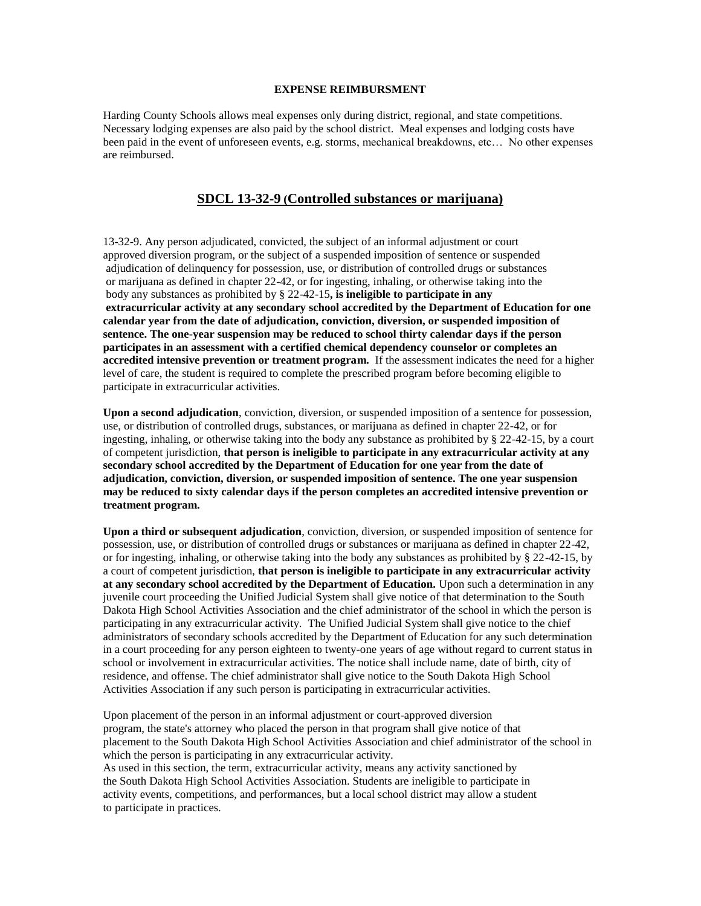**EXPENSE REIMBURSMENT**

Harding County Schools allows meal expenses only during district, regional, and state competitions. Necessary lodging expenses are also paid by the school district. Meal expenses and lodging costs have been paid in the event of unforeseen events, e.g. storms, mechanical breakdowns, etc… No other expenses are reimbursed.

## SDCL 13-32-9 (Controlled substances or marijuana)

13-32-9. Any person adjudicated, convicted, the subject of an informal adjustment or court approved diversion program, or the subject of a suspended imposition of sentence or suspended adjudication of delinquency for possession, use, or distribution of controlled drugs or substances or marijuana as defined in chapter 22-42, or for ingesting, inhaling, or otherwise taking into the body any substances as prohibited by § 22-42-15**, is ineligible to participate in any extracurricular activity at any secondary school accredited by the Department of Education for one calendar year from the date of adjudication, conviction, diversion, or suspended imposition of sentence. The one-year suspension may be reduced to school thirty calendar days if the person participates in an assessment with a certified chemical dependency counselor or completes an accredited intensive prevention or treatment program.** If the assessment indicates the need for a higher level of care, the student is required to complete the prescribed program before becoming eligible to participate in extracurricular activities.

**Upon a second adjudication**, conviction, diversion, or suspended imposition of a sentence for possession, use, or distribution of controlled drugs, substances, or marijuana as defined in chapter 22-42, or for ingesting, inhaling, or otherwise taking into the body any substance as prohibited by § 22-42-15, by a court of competent jurisdiction, **that person is ineligible to participate in any extracurricular activity at any secondary school accredited by the Department of Education for one year from the date of adjudication, conviction, diversion, or suspended imposition of sentence. The one year suspension may be reduced to sixty calendar days if the person completes an accredited intensive prevention or treatment program.**

**Upon a third or subsequent adjudication**, conviction, diversion, or suspended imposition of sentence for possession, use, or distribution of controlled drugs or substances or marijuana as defined in chapter 22-42, or for ingesting, inhaling, or otherwise taking into the body any substances as prohibited by § 22-42-15, by a court of competent jurisdiction, **that person is ineligible to participate in any extracurricular activity at any secondary school accredited by the Department of Education.** Upon such a determination in any juvenile court proceeding the Unified Judicial System shall give notice of that determination to the South Dakota High School Activities Association and the chief administrator of the school in which the person is participating in any extracurricular activity. The Unified Judicial System shall give notice to the chief administrators of secondary schools accredited by the Department of Education for any such determination in a court proceeding for any person eighteen to twenty-one years of age without regard to current status in school or involvement in extracurricular activities. The notice shall include name, date of birth, city of residence, and offense. The chief administrator shall give notice to the South Dakota High School Activities Association if any such person is participating in extracurricular activities.

Upon placement of the person in an informal adjustment or court-approved diversion program, the state's attorney who placed the person in that program shall give notice of that placement to the South Dakota High School Activities Association and chief administrator of the school in which the person is participating in any extracurricular activity.
As used in this section, the term, extracurricular activity, means any activity sanctioned by the South Dakota High School Activities Association. Students are ineligible to participate in activity events, competitions, and performances, but a local school district may allow a student to participate in practices.